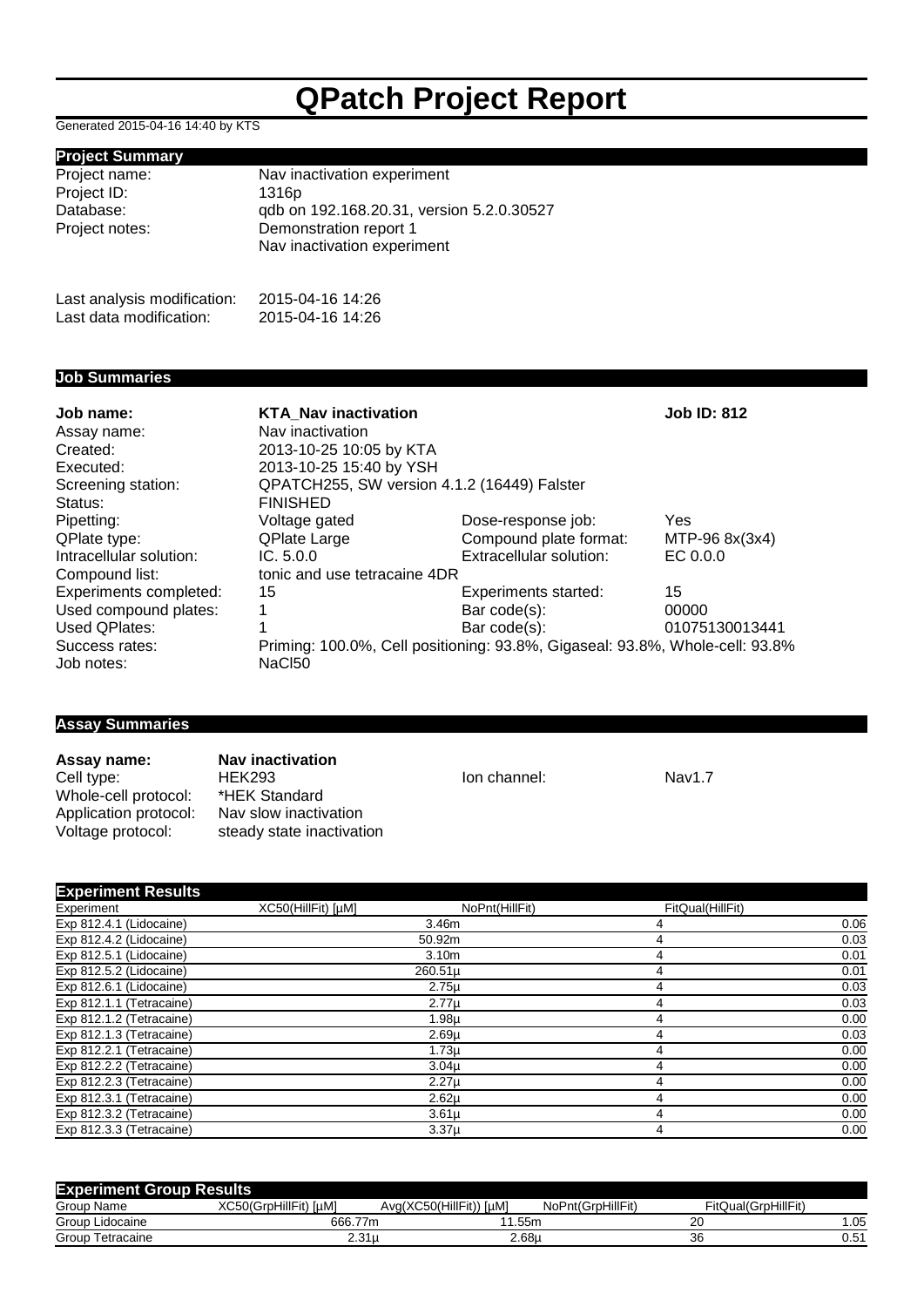# QPatch Project Report

Generated 2015-04-16 14:40 by KTS

## Project Summary

| | |
|---|---|
| Project name: | Nav inactivation experiment |
| Project ID: | 1316p |
| Database: | qdb on 192.168.20.31, version 5.2.0.30527 |
| Project notes: | Demonstration report 1<br>Nav inactivation experiment |
| Last analysis modification: | 2015-04-16 14:26 |
| Last data modification: | 2015-04-16 14:26 |

## Job Summaries

| | | | |
|---|---|---|---|
| **Job name:** | **KTA_Nav inactivation** | | **Job ID: 812** |
| Assay name: | Nav inactivation | | |
| Created: | 2013-10-25 10:05 by KTA | | |
| Executed: | 2013-10-25 15:40 by YSH | | |
| Screening station: | QPATCH255, SW version 4.1.2 (16449) Falster | | |
| Status: | FINISHED | | |
| Pipetting: | Voltage gated | Dose-response job: | Yes |
| QPlate type: | QPlate Large | Compound plate format: | MTP-96 8x(3x4) |
| Intracellular solution: | IC. 5.0.0 | Extracellular solution: | EC 0.0.0 |
| Compound list: | tonic and use tetracaine 4DR | | |
| Experiments completed: | 15 | Experiments started: | 15 |
| Used compound plates: | 1 | Bar code(s): | 00000 |
| Used QPlates: | 1 | Bar code(s): | 01075130013441 |
| Success rates: | Priming: 100.0%, Cell positioning: 93.8%, Gigaseal: 93.8%, Whole-cell: 93.8% | | |
| Job notes: | NaCl50 | | |

## Assay Summaries

| | | | |
|---|---|---|---|
| **Assay name:** | **Nav inactivation** | | |
| Cell type: | HEK293 | Ion channel: | Nav1.7 |
| Whole-cell protocol: | *HEK Standard | | |
| Application protocol: | Nav slow inactivation | | |
| Voltage protocol: | steady state inactivation | | |

## Experiment Results

| Experiment | XC50(HillFit) [µM] | NoPnt(HillFit) | FitQual(HillFit) |
|---|---|---|---|
| Exp 812.4.1 (Lidocaine) | 3.46m | 4 | 0.06 |
| Exp 812.4.2 (Lidocaine) | 50.92m | 4 | 0.03 |
| Exp 812.5.1 (Lidocaine) | 3.10m | 4 | 0.01 |
| Exp 812.5.2 (Lidocaine) | 260.51µ | 4 | 0.01 |
| Exp 812.6.1 (Lidocaine) | 2.75µ | 4 | 0.03 |
| Exp 812.1.1 (Tetracaine) | 2.77µ | 4 | 0.03 |
| Exp 812.1.2 (Tetracaine) | 1.98µ | 4 | 0.00 |
| Exp 812.1.3 (Tetracaine) | 2.69µ | 4 | 0.03 |
| Exp 812.2.1 (Tetracaine) | 1.73µ | 4 | 0.00 |
| Exp 812.2.2 (Tetracaine) | 3.04µ | 4 | 0.00 |
| Exp 812.2.3 (Tetracaine) | 2.27µ | 4 | 0.00 |
| Exp 812.3.1 (Tetracaine) | 2.62µ | 4 | 0.00 |
| Exp 812.3.2 (Tetracaine) | 3.61µ | 4 | 0.00 |
| Exp 812.3.3 (Tetracaine) | 3.37µ | 4 | 0.00 |

## Experiment Group Results

| Group Name | XC50(GrpHillFit) [µM] | Avg(XC50(HillFit)) [µM] | NoPnt(GrpHillFit) | FitQual(GrpHillFit) |
|---|---|---|---|---|
| Group Lidocaine | 666.77m | 11.55m | 20 | 1.05 |
| Group Tetracaine | 2.31µ | 2.68µ | 36 | 0.51 |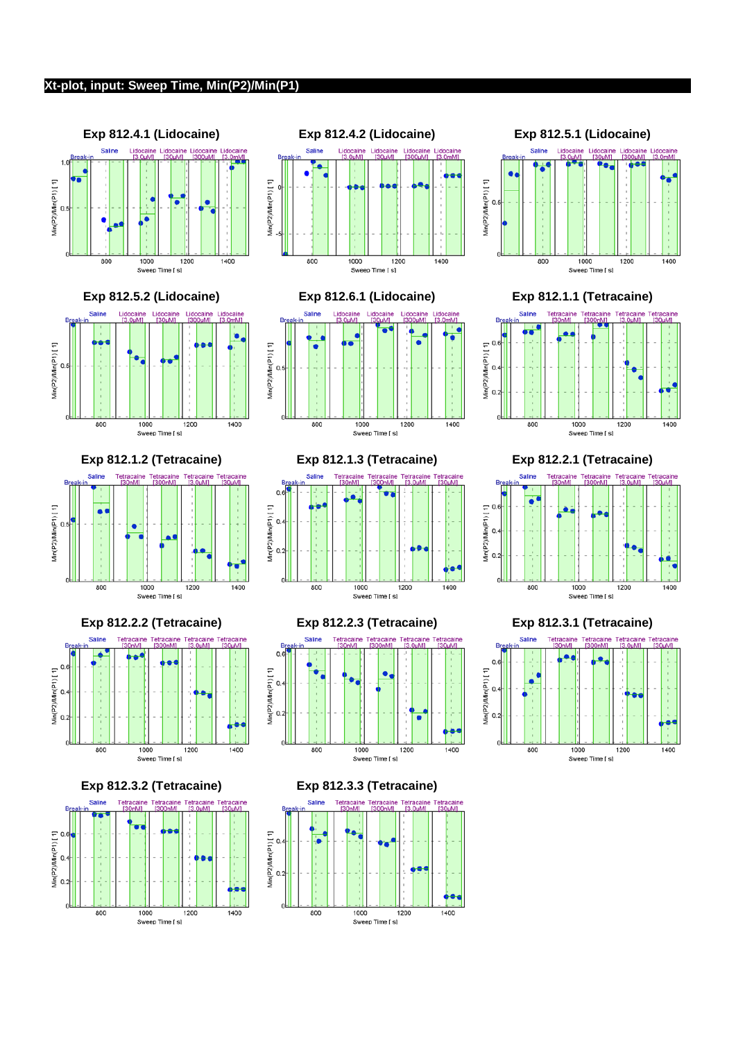## Xt-plot, input: Sweep Time, Min(P2)/Min(P1)

### Exp 812.4.1 (Lidocaine)

Break-in | Saline | Lidocaine [3.0µM] | Lidocaine [30µM] | Lidocaine [300µM] | Lidocaine [3.0mM]

Min(P2)/Min(P1) [ 1] — Sweep Time [ s]

### Exp 812.4.2 (Lidocaine)

Break-in | Saline | Lidocaine [3.0µM] | Lidocaine [30µM] | Lidocaine [300µM] | Lidocaine [3.0mM]

Min(P2)/Min(P1) [ 1] — Sweep Time [ s]

### Exp 812.5.1 (Lidocaine)

Break-in | Saline | Lidocaine [3.0µM] | Lidocaine [30µM] | Lidocaine [300µM] | Lidocaine [3.0mM]

Min(P2)/Min(P1) [ 1] — Sweep Time [ s]

### Exp 812.5.2 (Lidocaine)

Break-in | Saline | Lidocaine [3.0µM] | Lidocaine [30µM] | Lidocaine [300µM] | Lidocaine [3.0mM]

Min(P2)/Min(P1) [ 1] — Sweep Time [ s]

### Exp 812.6.1 (Lidocaine)

Break-in | Saline | Lidocaine [3.0µM] | Lidocaine [30µM] | Lidocaine [300µM] | Lidocaine [3.0mM]

Min(P2)/Min(P1) [ 1] — Sweep Time [ s]

### Exp 812.1.1 (Tetracaine)

Break-in | Saline | Tetracaine [30nM] | Tetracaine [300nM] | Tetracaine [3.0µM] | Tetracaine [30µM]

Min(P2)/Min(P1) [ 1] — Sweep Time [ s]

### Exp 812.1.2 (Tetracaine)

Break-in | Saline | Tetracaine [30nM] | Tetracaine [300nM] | Tetracaine [3.0µM] | Tetracaine [30µM]

Min(P2)/Min(P1) [ 1] — Sweep Time [ s]

### Exp 812.1.3 (Tetracaine)

Break-in | Saline | Tetracaine [30nM] | Tetracaine [300nM] | Tetracaine [3.0µM] | Tetracaine [30µM]

Min(P2)/Min(P1) [ 1] — Sweep Time [ s]

### Exp 812.2.1 (Tetracaine)

Break-in | Saline | Tetracaine [30nM] | Tetracaine [300nM] | Tetracaine [3.0µM] | Tetracaine [30µM]

Min(P2)/Min(P1) [ 1] — Sweep Time [ s]

### Exp 812.2.2 (Tetracaine)

Break-in | Saline | Tetracaine [30nM] | Tetracaine [300nM] | Tetracaine [3.0µM] | Tetracaine [30µM]

Min(P2)/Min(P1) [ 1] — Sweep Time [ s]

### Exp 812.2.3 (Tetracaine)

Break-in | Saline | Tetracaine [30nM] | Tetracaine [300nM] | Tetracaine [3.0µM] | Tetracaine [30µM]

Min(P2)/Min(P1) [ 1] — Sweep Time [ s]

### Exp 812.3.1 (Tetracaine)

Break-in | Saline | Tetracaine [30nM] | Tetracaine [300nM] | Tetracaine [3.0µM] | Tetracaine [30µM]

Min(P2)/Min(P1) [ 1] — Sweep Time [ s]

### Exp 812.3.2 (Tetracaine)

Break-in | Saline | Tetracaine [30nM] | Tetracaine [300nM] | Tetracaine [3.0µM] | Tetracaine [30µM]

Min(P2)/Min(P1) [ 1] — Sweep Time [ s]

### Exp 812.3.3 (Tetracaine)

Break-in | Saline | Tetracaine [30nM] | Tetracaine [300nM] | Tetracaine [3.0µM] | Tetracaine [30µM]

Min(P2)/Min(P1) [ 1] — Sweep Time [ s]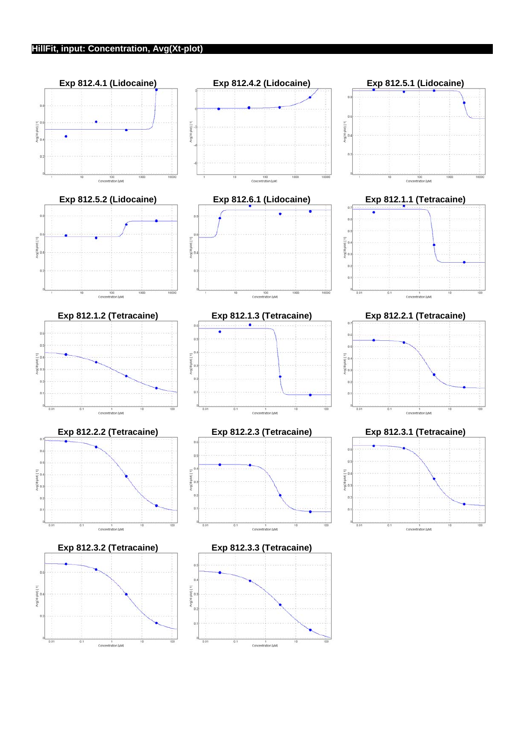## HillFit, input: Concentration, Avg(Xt-plot)

**Exp 812.4.1 (Lidocaine)**

**Exp 812.4.2 (Lidocaine)**

**Exp 812.5.1 (Lidocaine)**

**Exp 812.5.2 (Lidocaine)**

**Exp 812.6.1 (Lidocaine)**

**Exp 812.1.1 (Tetracaine)**

**Exp 812.1.2 (Tetracaine)**

**Exp 812.1.3 (Tetracaine)**

**Exp 812.2.1 (Tetracaine)**

**Exp 812.2.2 (Tetracaine)**

**Exp 812.2.3 (Tetracaine)**

**Exp 812.3.1 (Tetracaine)**

**Exp 812.3.2 (Tetracaine)**

**Exp 812.3.3 (Tetracaine)**